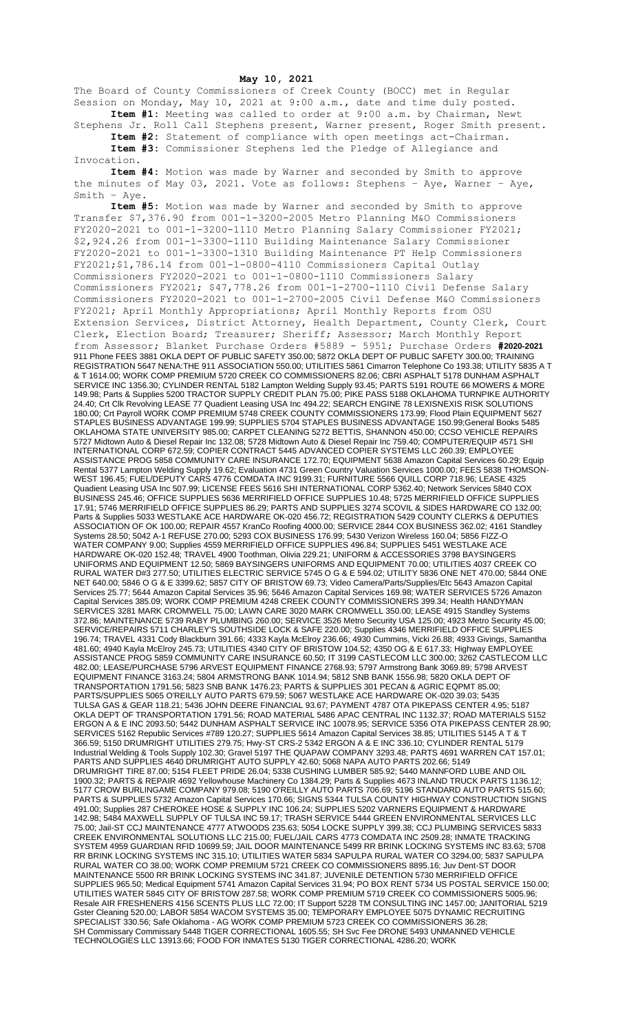**May 10, 2021**

The Board of County Commissioners of Creek County (BOCC) met in Regular Session on Monday, May 10, 2021 at 9:00 a.m., date and time duly posted.

**Item #1:** Meeting was called to order at 9:00 a.m. by Chairman, Newt Stephens Jr. Roll Call Stephens present, Warner present, Roger Smith present.

**Item #2:** Statement of compliance with open meetings act-Chairman.

**Item #3:** Commissioner Stephens led the Pledge of Allegiance and Invocation.

**Item #4:** Motion was made by Warner and seconded by Smith to approve the minutes of May 03, 2021. Vote as follows: Stephens – Aye, Warner – Aye, Smith – Aye.

**Item #5:** Motion was made by Warner and seconded by Smith to approve Transfer $7,376.90 from 001-1-3200-2005 Metro Planning M&O Commissioners FY2020-2021 to 001-1-3200-1110 Metro Planning Salary Commissioner FY2021; $2,924.26 from 001-1-3300-1110 Building Maintenance Salary Commissioner FY2020-2021 to 001-1-3300-1310 Building Maintenance PT Help Commissioners FY2021;$1,786.14 from 001-1-0800-4110 Commissioners Capital Outlay Commissioners FY2020-2021 to 001-1-0800-1110 Commissioners Salary Commissioners FY2021; $47,778.26 from 001-1-2700-1110 Civil Defense Salary Commissioners FY2020-2021 to 001-1-2700-2005 Civil Defense M&O Commissioners FY2021; April Monthly Appropriations; April Monthly Reports from OSU Extension Services, District Attorney, Health Department, County Clerk, Court Clerk, Election Board; Treasurer; Sheriff; Assessor; March Monthly Report from Assessor; Blanket Purchase Orders #5889 - 5951; Purchase Orders **#2020-2021** 911 Phone FEES 3881 OKLA DEPT OF PUBLIC SAFETY 350.00; 5872 OKLA DEPT OF PUBLIC SAFETY 300.00; TRAINING REGISTRATION 5647 NENA:THE 911 ASSOCIATION 550.00; UTILITIES 5861 Cimarron Telephone Co 193.38; UTILITY 5835 A T & T 1614.00; WORK COMP PREMIUM 5720 CREEK CO COMMISSIONERS 82.06; CBRI ASPHALT 5178 DUNHAM ASPHALT SERVICE INC 1356.30; CYLINDER RENTAL 5182 Lampton Welding Supply 93.45; PARTS 5191 ROUTE 66 MOWERS & MORE 149.98; Parts & Supplies 5200 TRACTOR SUPPLY CREDIT PLAN 75.00; PIKE PASS 5188 OKLAHOMA TURNPIKE AUTHORITY 24.40; Crt Clk Revolving LEASE 77 Quadient Leasing USA Inc 494.22; SEARCH ENGINE 78 LEXISNEXIS RISK SOLUTIONS 180.00; Crt Payroll WORK COMP PREMIUM 5748 CREEK COUNTY COMMISSIONERS 173.99; Flood Plain EQUIPMENT 5627 STAPLES BUSINESS ADVANTAGE 199.99; SUPPLIES 5704 STAPLES BUSINESS ADVANTAGE 150.99;General Books 5485 OKLAHOMA STATE UNIVERSITY 985.00; CARPET CLEANING 5272 BETTIS, SHANNON 450.00; CCSO VEHICLE REPAIRS 5727 Midtown Auto & Diesel Repair Inc 132.08; 5728 Midtown Auto & Diesel Repair Inc 759.40; COMPUTER/EQUIP 4571 SHI INTERNATIONAL CORP 672.59; COPIER CONTRACT 5445 ADVANCED COPIER SYSTEMS LLC 260.39; EMPLOYEE ASSISTANCE PROG 5858 COMMUNITY CARE INSURANCE 172.70; EQUIPMENT 5638 Amazon Capital Services 60.29; Equip Rental 5377 Lampton Welding Supply 19.62; Evaluation 4731 Green Country Valuation Services 1000.00; FEES 5838 THOMSON-WEST 196.45; FUEL/DEPUTY CARS 4776 COMDATA INC 9199.31; FURNITURE 5566 QUILL CORP 718.96; LEASE 4325 Quadient Leasing USA Inc 507.99; LICENSE FEES 5616 SHI INTERNATIONAL CORP 5362.40; Network Services 5840 COX BUSINESS 245.46; OFFICE SUPPLIES 5636 MERRIFIELD OFFICE SUPPLIES 10.48; 5725 MERRIFIELD OFFICE SUPPLIES 17.91; 5746 MERRIFIELD OFFICE SUPPLIES 86.29; PARTS AND SUPPLIES 3274 SCOVIL & SIDES HARDWARE CO 132.00; Parts & Supplies 5033 WESTLAKE ACE HARDWARE OK-020 456.72; REGISTRATION 5429 COUNTY CLERKS & DEPUTIES ASSOCIATION OF OK 100.00; REPAIR 4557 KranCo Roofing 4000.00; SERVICE 2844 COX BUSINESS 362.02; 4161 Standley Systems 28.50; 5042 A-1 REFUSE 270.00; 5293 COX BUSINESS 176.99; 5430 Verizon Wireless 160.04; 5856 FIZZ-O WATER COMPANY 9.00; Supplies 4559 MERRIFIELD OFFICE SUPPLIES 496.84; SUPPLIES 5451 WESTLAKE ACE HARDWARE OK-020 152.48; TRAVEL 4900 Toothman, Olivia 229.21; UNIFORM & ACCESSORIES 3798 BAYSINGERS UNIFORMS AND EQUIPMENT 12.50; 5869 BAYSINGERS UNIFORMS AND EQUIPMENT 70.00; UTILITIES 4037 CREEK CO RURAL WATER D#3 277.50; UTILITIES ELECTRIC SERVICE 5745 O G & E 594.02; UTILITY 5836 ONE NET 470.00; 5844 ONE NET 640.00; 5846 O G & E 3399.62; 5857 CITY OF BRISTOW 69.73; Video Camera/Parts/Supplies/Etc 5643 Amazon Capital Services 25.77; 5644 Amazon Capital Services 35.96; 5646 Amazon Capital Services 169.98; WATER SERVICES 5726 Amazon Capital Services 385.09; WORK COMP PREMIUM 4248 CREEK COUNTY COMMISSIONERS 399.34; Health HANDYMAN SERVICES 3281 MARK CROMWELL 75.00; LAWN CARE 3020 MARK CROMWELL 350.00; LEASE 4915 Standley Systems 372.86; MAINTENANCE 5739 RABY PLUMBING 260.00; SERVICE 3526 Metro Security USA 125.00; 4923 Metro Security 45.00; SERVICE/REPAIRS 5711 CHARLEY'S SOUTHSIDE LOCK & SAFE 220.00; Supplies 4346 MERRIFIELD OFFICE SUPPLIES 196.74; TRAVEL 4331 Cody Blackburn 391.66; 4333 Kayla McElroy 236.66; 4930 Cummins, Vicki 26.88; 4933 Givings, Samantha 481.60; 4940 Kayla McElroy 245.73; UTILITIES 4340 CITY OF BRISTOW 104.52; 4350 OG & E 617.33; Highway EMPLOYEE ASSISTANCE PROG 5859 COMMUNITY CARE INSURANCE 60.50; IT 3199 CASTLECOM LLC 300.00; 3262 CASTLECOM LLC 482.00; LEASE/PURCHASE 5796 ARVEST EQUIPMENT FINANCE 2768.93; 5797 Armstrong Bank 3069.89; 5798 ARVEST EQUIPMENT FINANCE 3163.24; 5804 ARMSTRONG BANK 1014.94; 5812 SNB BANK 1556.98; 5820 OKLA DEPT OF TRANSPORTATION 1791.56; 5823 SNB BANK 1476.23; PARTS & SUPPLIES 301 PECAN & AGRIC EQPMT 85.00; PARTS/SUPPLIES 5065 O'REILLY AUTO PARTS 679.59; 5067 WESTLAKE ACE HARDWARE OK-020 39.03; 5435 TULSA GAS & GEAR 118.21; 5436 JOHN DEERE FINANCIAL 93.67; PAYMENT 4787 OTA PIKEPASS CENTER 4.95; 5187 OKLA DEPT OF TRANSPORTATION 1791.56; ROAD MATERIAL 5486 APAC CENTRAL INC 1132.37; ROAD MATERIALS 5152 ERGON A & E INC 2093.50; 5442 DUNHAM ASPHALT SERVICE INC 10078.95; SERVICE 5356 OTA PIKEPASS CENTER 28.90; SERVICES 5162 Republic Services #789 120.27; SUPPLIES 5614 Amazon Capital Services 38.85; UTILITIES 5145 A T & T 366.59; 5150 DRUMRIGHT UTILITIES 279.75; Hwy-ST CRS-2 5342 ERGON A & E INC 336.10; CYLINDER RENTAL 5179 Industrial Welding & Tools Supply 102.30; Gravel 5197 THE QUAPAW COMPANY 3293.48; PARTS 4691 WARREN CAT 157.01; PARTS AND SUPPLIES 4640 DRUMRIGHT AUTO SUPPLY 42.60; 5068 NAPA AUTO PARTS 202.66; 5149 DRUMRIGHT TIRE 87.00; 5154 FLEET PRIDE 26.04; 5338 CUSHING LUMBER 585.92; 5440 MANNFORD LUBE AND OIL 1900.32; PARTS & REPAIR 4692 Yellowhouse Machinery Co 1384.29; Parts & Supplies 4673 INLAND TRUCK PARTS 1136.12; 5177 CROW BURLINGAME COMPANY 979.08; 5190 O'REILLY AUTO PARTS 706.69; 5196 STANDARD AUTO PARTS 515.60; PARTS & SUPPLIES 5732 Amazon Capital Services 170.66; SIGNS 5344 TULSA COUNTY HIGHWAY CONSTRUCTION SIGNS 491.00; Supplies 287 CHEROKEE HOSE & SUPPLY INC 106.24; SUPPLIES 5202 VARNERS EQUIPMENT & HARDWARE 142.98; 5484 MAXWELL SUPPLY OF TULSA INC 59.17; TRASH SERVICE 5444 GREEN ENVIRONMENTAL SERVICES LLC 75.00; Jail-ST CCJ MAINTENANCE 4777 ATWOODS 235.63; 5054 LOCKE SUPPLY 399.38; CCJ PLUMBING SERVICES 5833 CREEK ENVIRONMENTAL SOLUTIONS LLC 215.00; FUEL/JAIL CARS 4773 COMDATA INC 2509.28; INMATE TRACKING SYSTEM 4959 GUARDIAN RFID 10699.59; JAIL DOOR MAINTENANCE 5499 RR BRINK LOCKING SYSTEMS INC 83.63; 5708 RR BRINK LOCKING SYSTEMS INC 315.10; UTILITIES WATER 5834 SAPULPA RURAL WATER CO 3294.00; 5837 SAPULPA RURAL WATER CO 38.00; WORK COMP PREMIUM 5721 CREEK CO COMMISSIONERS 8895.16; Juv Dent-ST DOOR MAINTENANCE 5500 RR BRINK LOCKING SYSTEMS INC 341.87; JUVENILE DETENTION 5730 MERRIFIELD OFFICE SUPPLIES 965.50; Medical Equipment 5741 Amazon Capital Services 31.94; PO BOX RENT 5734 US POSTAL SERVICE 150.00; UTILITIES WATER 5845 CITY OF BRISTOW 287.58; WORK COMP PREMIUM 5719 CREEK CO COMMISSIONERS 5005.96; Resale AIR FRESHENERS 4156 SCENTS PLUS LLC 72.00; IT Support 5228 TM CONSULTING INC 1457.00; JANITORIAL 5219 Gster Cleaning 520.00; LABOR 5854 WACOM SYSTEMS 35.00; TEMPORARY EMPLOYEE 5075 DYNAMIC RECRUITING SPECIALIST 330.56; Safe Oklahoma - AG WORK COMP PREMIUM 5723 CREEK CO COMMISSIONERS 36.28; SH Commissary Commissary 5448 TIGER CORRECTIONAL 1605.55; SH Svc Fee DRONE 5493 UNMANNED VEHICLE TECHNOLOGIES LLC 13913.66; FOOD FOR INMATES 5130 TIGER CORRECTIONAL 4286.20; WORK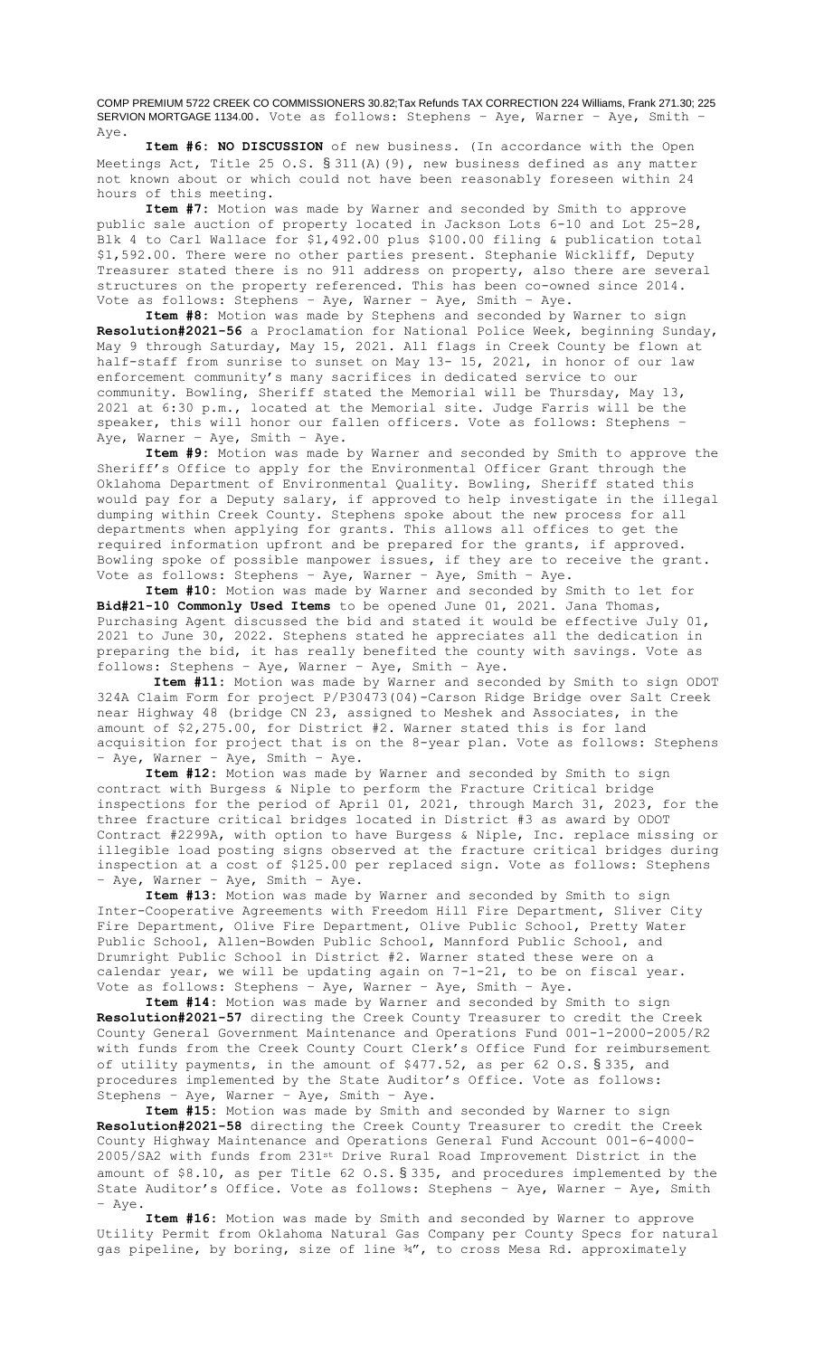COMP PREMIUM 5722 CREEK CO COMMISSIONERS 30.82;Tax Refunds TAX CORRECTION 224 Williams, Frank 271.30; 225 SERVION MORTGAGE 1134.00. Vote as follows: Stephens – Aye, Warner – Aye, Smith – Aye.

**Item #6: NO DISCUSSION** of new business. (In accordance with the Open Meetings Act, Title 25 O.S. § 311(A)(9), new business defined as any matter not known about or which could not have been reasonably foreseen within 24 hours of this meeting.

**Item #7:** Motion was made by Warner and seconded by Smith to approve public sale auction of property located in Jackson Lots 6-10 and Lot 25-28, Blk 4 to Carl Wallace for $1,492.00 plus $100.00 filing & publication total $1,592.00. There were no other parties present. Stephanie Wickliff, Deputy Treasurer stated there is no 911 address on property, also there are several structures on the property referenced. This has been co-owned since 2014. Vote as follows: Stephens – Aye, Warner – Aye, Smith – Aye.

**Item #8:** Motion was made by Stephens and seconded by Warner to sign **Resolution#2021-56** a Proclamation for National Police Week, beginning Sunday, May 9 through Saturday, May 15, 2021. All flags in Creek County be flown at half-staff from sunrise to sunset on May 13- 15, 2021, in honor of our law enforcement community's many sacrifices in dedicated service to our community. Bowling, Sheriff stated the Memorial will be Thursday, May 13, 2021 at 6:30 p.m., located at the Memorial site. Judge Farris will be the speaker, this will honor our fallen officers. Vote as follows: Stephens – Aye, Warner – Aye, Smith – Aye.

**Item #9:** Motion was made by Warner and seconded by Smith to approve the Sheriff's Office to apply for the Environmental Officer Grant through the Oklahoma Department of Environmental Quality. Bowling, Sheriff stated this would pay for a Deputy salary, if approved to help investigate in the illegal dumping within Creek County. Stephens spoke about the new process for all departments when applying for grants. This allows all offices to get the required information upfront and be prepared for the grants, if approved. Bowling spoke of possible manpower issues, if they are to receive the grant. Vote as follows: Stephens – Aye, Warner – Aye, Smith – Aye.

**Item #10:** Motion was made by Warner and seconded by Smith to let for **Bid#21-10 Commonly Used Items** to be opened June 01, 2021. Jana Thomas, Purchasing Agent discussed the bid and stated it would be effective July 01, 2021 to June 30, 2022. Stephens stated he appreciates all the dedication in preparing the bid, it has really benefited the county with savings. Vote as follows: Stephens – Aye, Warner – Aye, Smith – Aye.

**Item #11:** Motion was made by Warner and seconded by Smith to sign ODOT 324A Claim Form for project P/P30473(04)-Carson Ridge Bridge over Salt Creek near Highway 48 (bridge CN 23, assigned to Meshek and Associates, in the amount of $2,275.00, for District #2. Warner stated this is for land acquisition for project that is on the 8-year plan. Vote as follows: Stephens – Aye, Warner – Aye, Smith – Aye.

**Item #12:** Motion was made by Warner and seconded by Smith to sign contract with Burgess & Niple to perform the Fracture Critical bridge inspections for the period of April 01, 2021, through March 31, 2023, for the three fracture critical bridges located in District #3 as award by ODOT Contract #2299A, with option to have Burgess & Niple, Inc. replace missing or illegible load posting signs observed at the fracture critical bridges during inspection at a cost of $125.00 per replaced sign. Vote as follows: Stephens – Aye, Warner – Aye, Smith – Aye.

**Item #13:** Motion was made by Warner and seconded by Smith to sign Inter-Cooperative Agreements with Freedom Hill Fire Department, Sliver City Fire Department, Olive Fire Department, Olive Public School, Pretty Water Public School, Allen-Bowden Public School, Mannford Public School, and Drumright Public School in District #2. Warner stated these were on a calendar year, we will be updating again on 7-1-21, to be on fiscal year. Vote as follows: Stephens – Aye, Warner – Aye, Smith – Aye.

**Item #14:** Motion was made by Warner and seconded by Smith to sign **Resolution#2021-57** directing the Creek County Treasurer to credit the Creek County General Government Maintenance and Operations Fund 001-1-2000-2005/R2 with funds from the Creek County Court Clerk's Office Fund for reimbursement of utility payments, in the amount of $477.52, as per 62 O.S. § 335, and procedures implemented by the State Auditor's Office. Vote as follows: Stephens – Aye, Warner – Aye, Smith – Aye.

**Item #15:** Motion was made by Smith and seconded by Warner to sign **Resolution#2021-58** directing the Creek County Treasurer to credit the Creek County Highway Maintenance and Operations General Fund Account 001-6-4000-2005/SA2 with funds from 231st Drive Rural Road Improvement District in the amount of $8.10, as per Title 62 O.S. § 335, and procedures implemented by the State Auditor's Office. Vote as follows: Stephens – Aye, Warner – Aye, Smith – Aye.

**Item #16:** Motion was made by Smith and seconded by Warner to approve Utility Permit from Oklahoma Natural Gas Company per County Specs for natural gas pipeline, by boring, size of line ¾", to cross Mesa Rd. approximately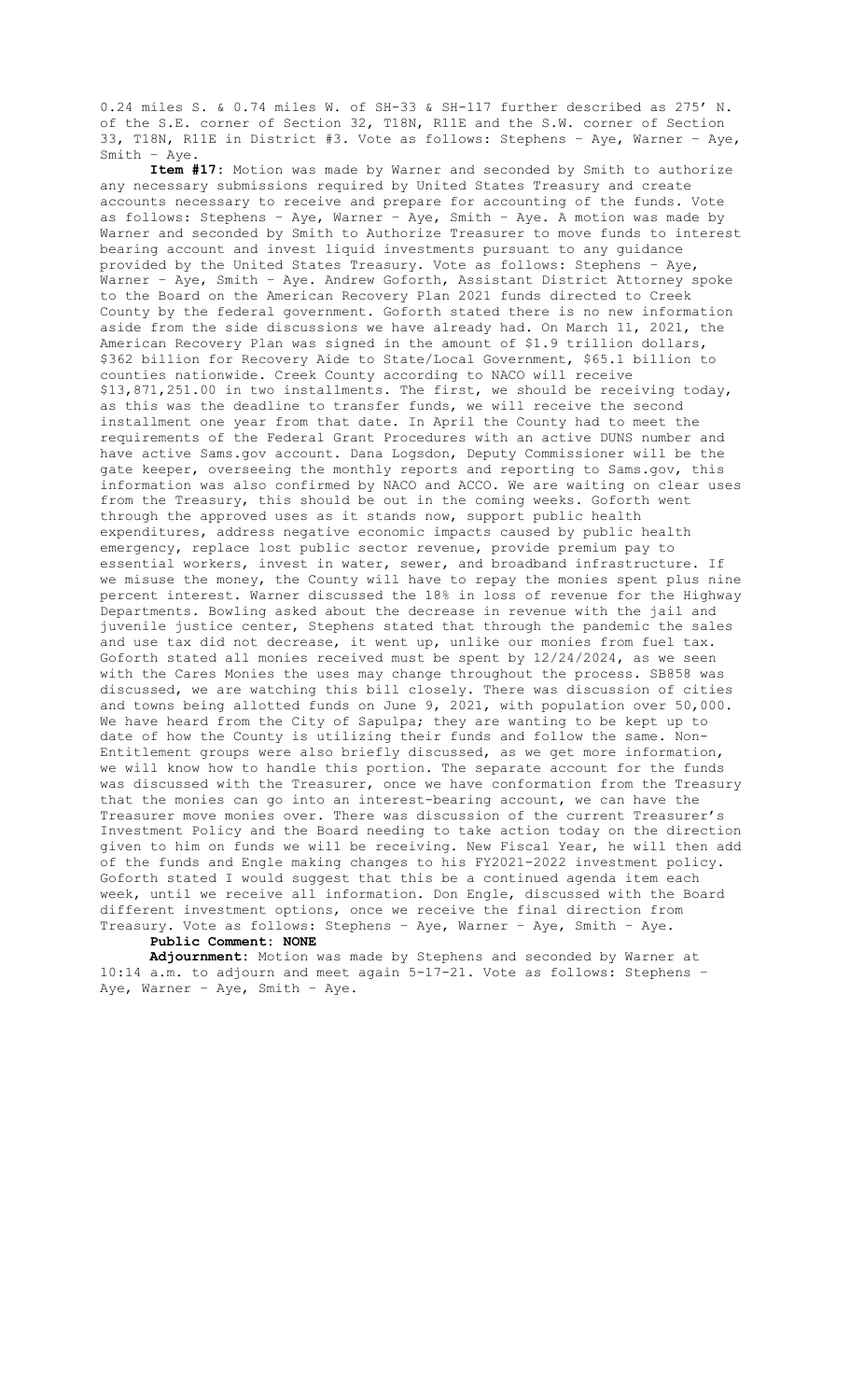0.24 miles S. & 0.74 miles W. of SH-33 & SH-117 further described as 275' N. of the S.E. corner of Section 32, T18N, R11E and the S.W. corner of Section 33, T18N, R11E in District #3. Vote as follows: Stephens – Aye, Warner – Aye, Smith – Aye.

**Item #17:** Motion was made by Warner and seconded by Smith to authorize any necessary submissions required by United States Treasury and create accounts necessary to receive and prepare for accounting of the funds. Vote as follows: Stephens – Aye, Warner – Aye, Smith – Aye. A motion was made by Warner and seconded by Smith to Authorize Treasurer to move funds to interest bearing account and invest liquid investments pursuant to any guidance provided by the United States Treasury. Vote as follows: Stephens – Aye, Warner – Aye, Smith – Aye. Andrew Goforth, Assistant District Attorney spoke to the Board on the American Recovery Plan 2021 funds directed to Creek County by the federal government. Goforth stated there is no new information aside from the side discussions we have already had. On March 11, 2021, the American Recovery Plan was signed in the amount of $1.9 trillion dollars, $362 billion for Recovery Aide to State/Local Government, $65.1 billion to counties nationwide. Creek County according to NACO will receive $13,871,251.00 in two installments. The first, we should be receiving today, as this was the deadline to transfer funds, we will receive the second installment one year from that date. In April the County had to meet the requirements of the Federal Grant Procedures with an active DUNS number and have active Sams.gov account. Dana Logsdon, Deputy Commissioner will be the gate keeper, overseeing the monthly reports and reporting to Sams.gov, this information was also confirmed by NACO and ACCO. We are waiting on clear uses from the Treasury, this should be out in the coming weeks. Goforth went through the approved uses as it stands now, support public health expenditures, address negative economic impacts caused by public health emergency, replace lost public sector revenue, provide premium pay to essential workers, invest in water, sewer, and broadband infrastructure. If we misuse the money, the County will have to repay the monies spent plus nine percent interest. Warner discussed the 18% in loss of revenue for the Highway Departments. Bowling asked about the decrease in revenue with the jail and juvenile justice center, Stephens stated that through the pandemic the sales and use tax did not decrease, it went up, unlike our monies from fuel tax. Goforth stated all monies received must be spent by 12/24/2024, as we seen with the Cares Monies the uses may change throughout the process. SB858 was discussed, we are watching this bill closely. There was discussion of cities and towns being allotted funds on June 9, 2021, with population over 50,000. We have heard from the City of Sapulpa; they are wanting to be kept up to date of how the County is utilizing their funds and follow the same. Non-Entitlement groups were also briefly discussed, as we get more information, we will know how to handle this portion. The separate account for the funds was discussed with the Treasurer, once we have conformation from the Treasury that the monies can go into an interest-bearing account, we can have the Treasurer move monies over. There was discussion of the current Treasurer's Investment Policy and the Board needing to take action today on the direction given to him on funds we will be receiving. New Fiscal Year, he will then add of the funds and Engle making changes to his FY2021-2022 investment policy. Goforth stated I would suggest that this be a continued agenda item each week, until we receive all information. Don Engle, discussed with the Board different investment options, once we receive the final direction from Treasury. Vote as follows: Stephens – Aye, Warner – Aye, Smith – Aye.

**Public Comment: NONE**

**Adjournment:** Motion was made by Stephens and seconded by Warner at 10:14 a.m. to adjourn and meet again 5-17-21. Vote as follows: Stephens – Aye, Warner – Aye, Smith – Aye.